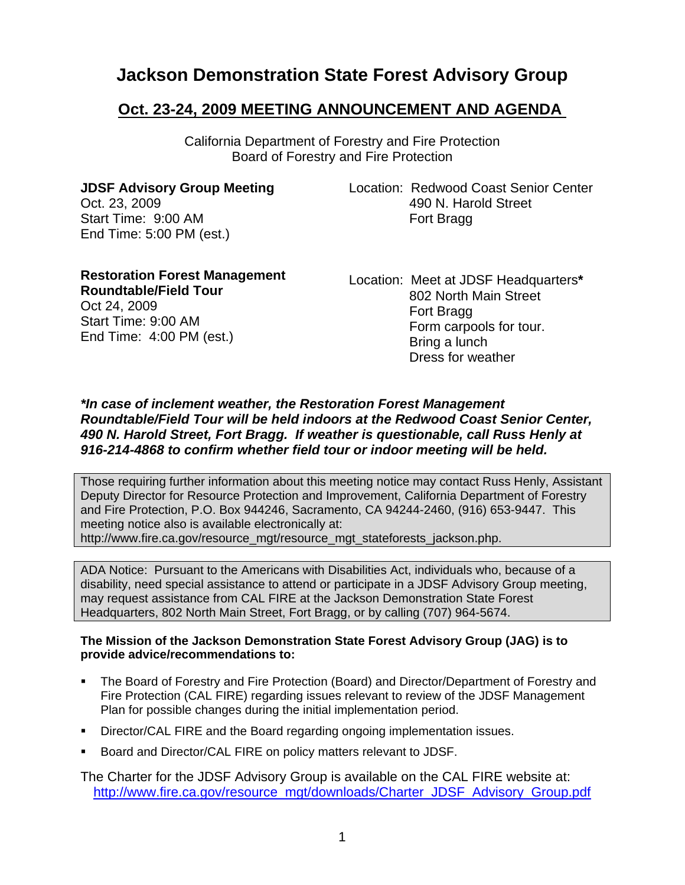# Jackson Demonstration State Forest Advisory Group

## Oct. 23-24, 2009 MEETING ANNOUNCEMENT AND AGENDA

California Department of Forestry and Fire Protection
Board of Forestry and Fire Protection

**JDSF Advisory Group Meeting**
Oct. 23, 2009
Start Time: 9:00 AM
End Time: 5:00 PM (est.)

Location: Redwood Coast Senior Center
490 N. Harold Street
Fort Bragg

**Restoration Forest Management Roundtable/Field Tour**
Oct 24, 2009
Start Time: 9:00 AM
End Time: 4:00 PM (est.)

Location: Meet at JDSF Headquarters**\***
802 North Main Street
Fort Bragg
Form carpools for tour.
Bring a lunch
Dress for weather

***\*In case of inclement weather, the Restoration Forest Management Roundtable/Field Tour will be held indoors at the Redwood Coast Senior Center, 490 N. Harold Street, Fort Bragg. If weather is questionable, call Russ Henly at 916-214-4868 to confirm whether field tour or indoor meeting will be held.***

Those requiring further information about this meeting notice may contact Russ Henly, Assistant Deputy Director for Resource Protection and Improvement, California Department of Forestry and Fire Protection, P.O. Box 944246, Sacramento, CA 94244-2460, (916) 653-9447. This meeting notice also is available electronically at: http://www.fire.ca.gov/resource_mgt/resource_mgt_stateforests_jackson.php.

ADA Notice: Pursuant to the Americans with Disabilities Act, individuals who, because of a disability, need special assistance to attend or participate in a JDSF Advisory Group meeting, may request assistance from CAL FIRE at the Jackson Demonstration State Forest Headquarters, 802 North Main Street, Fort Bragg, or by calling (707) 964-5674.

**The Mission of the Jackson Demonstration State Forest Advisory Group (JAG) is to provide advice/recommendations to:**

- The Board of Forestry and Fire Protection (Board) and Director/Department of Forestry and Fire Protection (CAL FIRE) regarding issues relevant to review of the JDSF Management Plan for possible changes during the initial implementation period.
- Director/CAL FIRE and the Board regarding ongoing implementation issues.
- Board and Director/CAL FIRE on policy matters relevant to JDSF.

The Charter for the JDSF Advisory Group is available on the CAL FIRE website at: http://www.fire.ca.gov/resource_mgt/downloads/Charter_JDSF_Advisory_Group.pdf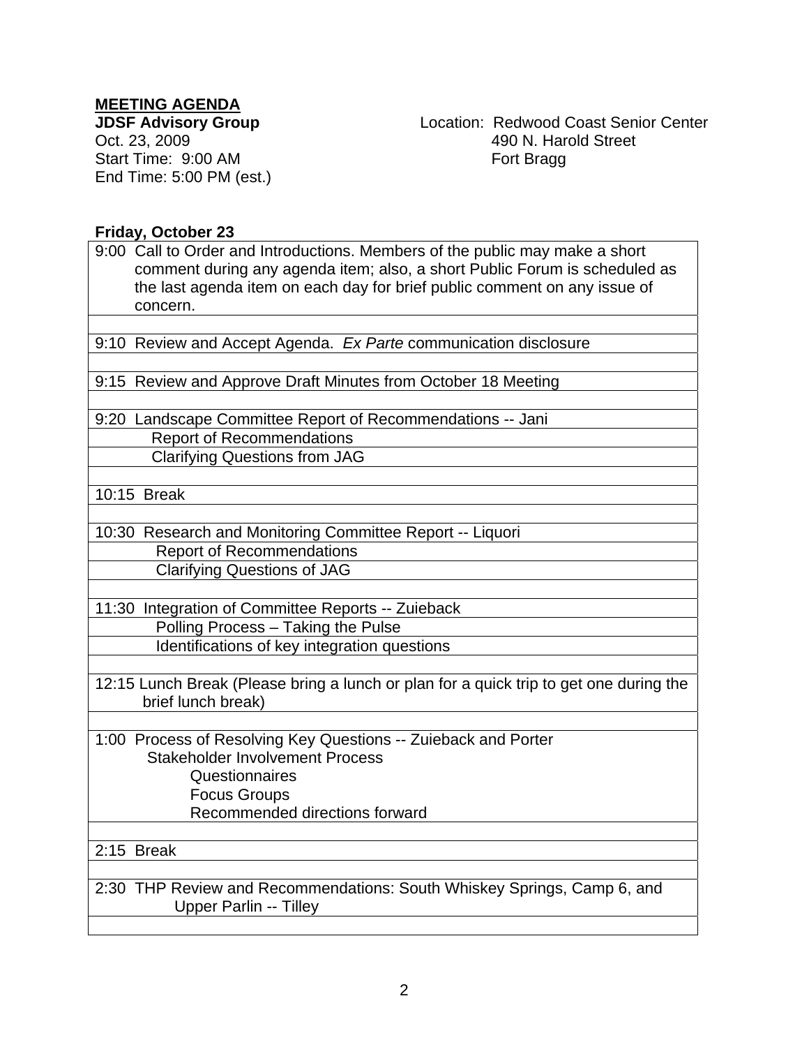**MEETING AGENDA**

**JDSF Advisory Group**
Oct. 23, 2009
Start Time: 9:00 AM
End Time: 5:00 PM (est.)

Location: Redwood Coast Senior Center
490 N. Harold Street
Fort Bragg

**Friday, October 23**

| |
|---|
| 9:00 Call to Order and Introductions. Members of the public may make a short comment during any agenda item; also, a short Public Forum is scheduled as the last agenda item on each day for brief public comment on any issue of concern. |
| |
| 9:10 Review and Accept Agenda. *Ex Parte* communication disclosure |
| |
| 9:15 Review and Approve Draft Minutes from October 18 Meeting |
| |
| 9:20 Landscape Committee Report of Recommendations -- Jani |
| Report of Recommendations |
| Clarifying Questions from JAG |
| |
| 10:15 Break |
| |
| 10:30 Research and Monitoring Committee Report -- Liquori |
| Report of Recommendations |
| Clarifying Questions of JAG |
| |
| 11:30 Integration of Committee Reports -- Zuieback |
| Polling Process – Taking the Pulse |
| Identifications of key integration questions |
| |
| 12:15 Lunch Break (Please bring a lunch or plan for a quick trip to get one during the brief lunch break) |
| |
| 1:00 Process of Resolving Key Questions -- Zuieback and Porter<br>Stakeholder Involvement Process<br>Questionnaires<br>Focus Groups<br>Recommended directions forward |
| |
| 2:15 Break |
| |
| 2:30 THP Review and Recommendations: South Whiskey Springs, Camp 6, and Upper Parlin -- Tilley |
| |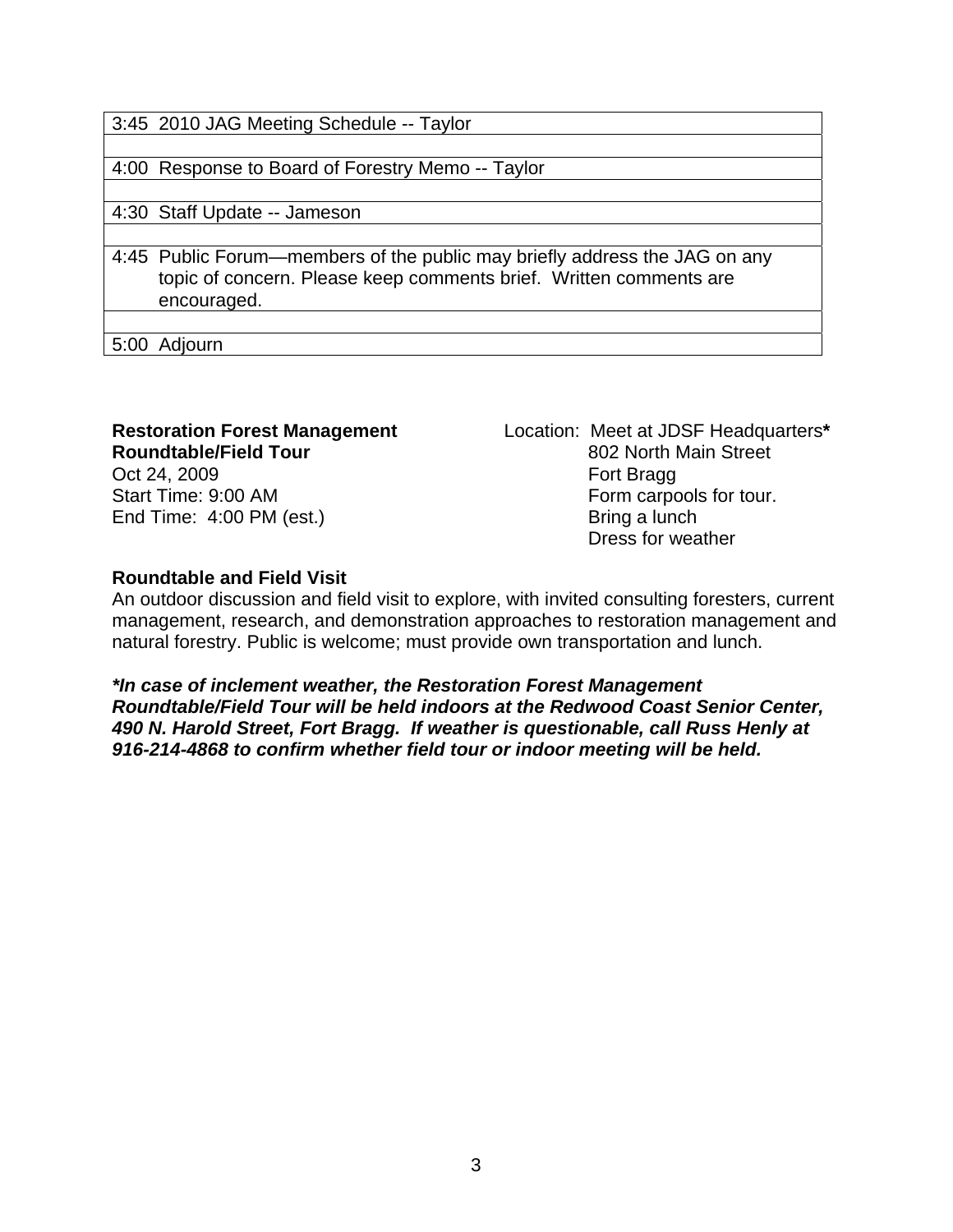| |
|---|
| 3:45 2010 JAG Meeting Schedule -- Taylor |
| |
| 4:00 Response to Board of Forestry Memo -- Taylor |
| |
| 4:30 Staff Update -- Jameson |
| |
| 4:45 Public Forum—members of the public may briefly address the JAG on any topic of concern. Please keep comments brief. Written comments are encouraged. |
| |
| 5:00 Adjourn |

**Restoration Forest Management Roundtable/Field Tour**
Oct 24, 2009
Start Time: 9:00 AM
End Time: 4:00 PM (est.)

Location: Meet at JDSF Headquarters**\***
802 North Main Street
Fort Bragg
Form carpools for tour.
Bring a lunch
Dress for weather

**Roundtable and Field Visit**

An outdoor discussion and field visit to explore, with invited consulting foresters, current management, research, and demonstration approaches to restoration management and natural forestry. Public is welcome; must provide own transportation and lunch.

***In case of inclement weather, the Restoration Forest Management Roundtable/Field Tour will be held indoors at the Redwood Coast Senior Center, 490 N. Harold Street, Fort Bragg. If weather is questionable, call Russ Henly at 916-214-4868 to confirm whether field tour or indoor meeting will be held.***